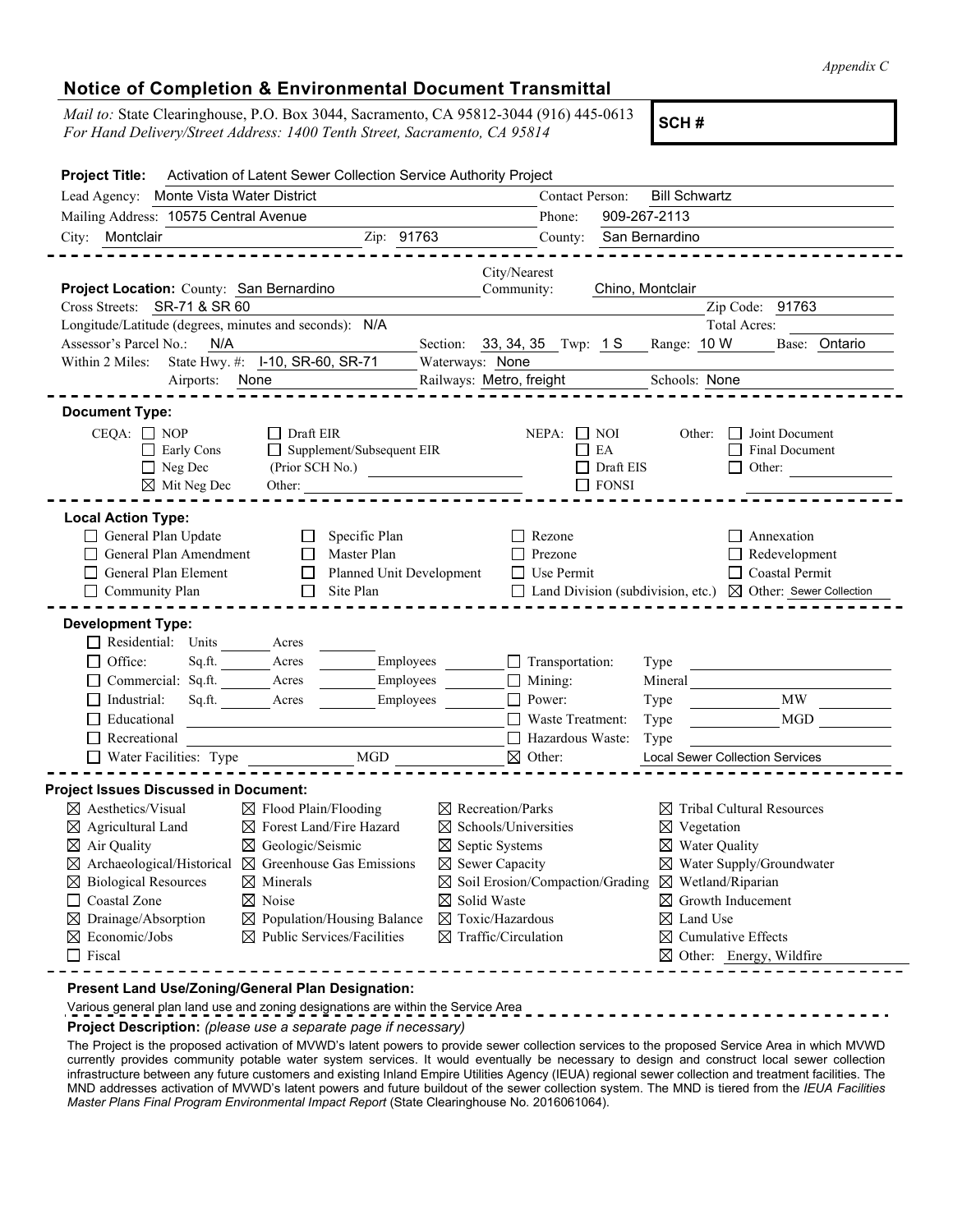*Appendix C*

## Notice of Completion & Environmental Document Transmittal

*Mail to:* State Clearinghouse, P.O. Box 3044, Sacramento, CA 95812-3044 (916) 445-0613
*For Hand Delivery/Street Address: 1400 Tenth Street, Sacramento, CA 95814*

**SCH #**

**Project Title:** Activation of Latent Sewer Collection Service Authority Project

Lead Agency: Monte Vista Water District — Contact Person: Bill Schwartz
Mailing Address: 10575 Central Avenue — Phone: 909-267-2113
City: Montclair — Zip: 91763 — County: San Bernardino

**Project Location:** County: San Bernardino — City/Nearest Community: Chino, Montclair
Cross Streets: SR-71 & SR 60 — Zip Code: 91763
Longitude/Latitude (degrees, minutes and seconds): N/A — Total Acres:
Assessor's Parcel No.: N/A — Section: 33, 34, 35 — Twp: 1 S — Range: 10 W — Base: Ontario
Within 2 Miles: State Hwy. #: I-10, SR-60, SR-71 — Waterways: None
Airports: None — Railways: Metro, freight — Schools: None

**Document Type:**

CEQA: ☐ NOP ☐ Early Cons ☐ Neg Dec ☒ Mit Neg Dec ☐ Draft EIR ☐ Supplement/Subsequent EIR (Prior SCH No.) Other:

NEPA: ☐ NOI ☐ EA ☐ Draft EIS ☐ FONSI

Other: ☐ Joint Document ☐ Final Document ☐ Other:

**Local Action Type:**

☐ General Plan Update ☐ General Plan Amendment ☐ General Plan Element ☐ Community Plan ☐ Specific Plan ☐ Master Plan ☐ Planned Unit Development ☐ Site Plan ☐ Rezone ☐ Prezone ☐ Use Permit ☐ Land Division (subdivision, etc.) ☐ Annexation ☐ Redevelopment ☐ Coastal Permit ☒ Other: Sewer Collection

**Development Type:**

☐ Residential: Units Acres
☐ Office: Sq.ft. Acres Employees
☐ Commercial: Sq.ft. Acres Employees
☐ Industrial: Sq.ft. Acres Employees
☐ Educational
☐ Recreational
☐ Water Facilities: Type MGD
☐ Transportation: Type
☐ Mining: Mineral
☐ Power: Type MW
☐ Waste Treatment: Type MGD
☐ Hazardous Waste: Type
☒ Other: Local Sewer Collection Services

**Project Issues Discussed in Document:**

☒ Aesthetics/Visual
☒ Agricultural Land
☒ Air Quality
☒ Archaeological/Historical
☒ Biological Resources
☐ Coastal Zone
☒ Drainage/Absorption
☒ Economic/Jobs
☐ Fiscal
☒ Flood Plain/Flooding
☒ Forest Land/Fire Hazard
☒ Geologic/Seismic
☒ Greenhouse Gas Emissions
☒ Minerals
☒ Noise
☒ Population/Housing Balance
☒ Public Services/Facilities
☒ Recreation/Parks
☒ Schools/Universities
☒ Septic Systems
☒ Sewer Capacity
☒ Soil Erosion/Compaction/Grading
☒ Solid Waste
☒ Toxic/Hazardous
☒ Traffic/Circulation
☒ Tribal Cultural Resources
☒ Vegetation
☒ Water Quality
☒ Water Supply/Groundwater
☒ Wetland/Riparian
☒ Growth Inducement
☒ Land Use
☒ Cumulative Effects
☒ Other: Energy, Wildfire

**Present Land Use/Zoning/General Plan Designation:**

Various general plan land use and zoning designations are within the Service Area

**Project Description:** *(please use a separate page if necessary)*

The Project is the proposed activation of MVWD's latent powers to provide sewer collection services to the proposed Service Area in which MVWD currently provides community potable water system services. It would eventually be necessary to design and construct local sewer collection infrastructure between any future customers and existing Inland Empire Utilities Agency (IEUA) regional sewer collection and treatment facilities. The MND addresses activation of MVWD's latent powers and future buildout of the sewer collection system. The MND is tiered from the *IEUA Facilities Master Plans Final Program Environmental Impact Report* (State Clearinghouse No. 2016061064).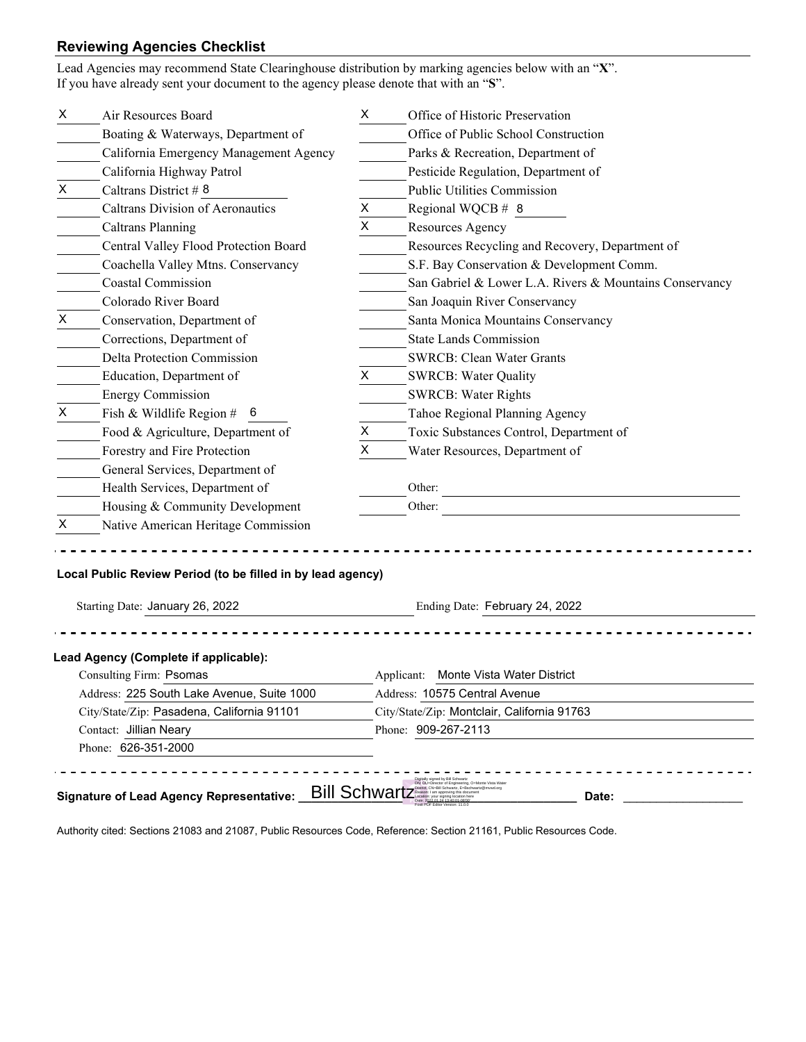## Reviewing Agencies Checklist

Lead Agencies may recommend State Clearinghouse distribution by marking agencies below with an "**X**".
If you have already sent your document to the agency please denote that with an "**S**".

| | | | |
|---|---|---|---|
| X | Air Resources Board | X | Office of Historic Preservation |
| | Boating & Waterways, Department of | | Office of Public School Construction |
| | California Emergency Management Agency | | Parks & Recreation, Department of |
| | California Highway Patrol | | Pesticide Regulation, Department of |
| X | Caltrans District # 8 | | Public Utilities Commission |
| | Caltrans Division of Aeronautics | X | Regional WQCB # 8 |
| | Caltrans Planning | X | Resources Agency |
| | Central Valley Flood Protection Board | | Resources Recycling and Recovery, Department of |
| | Coachella Valley Mtns. Conservancy | | S.F. Bay Conservation & Development Comm. |
| | Coastal Commission | | San Gabriel & Lower L.A. Rivers & Mountains Conservancy |
| | Colorado River Board | | San Joaquin River Conservancy |
| X | Conservation, Department of | | Santa Monica Mountains Conservancy |
| | Corrections, Department of | | State Lands Commission |
| | Delta Protection Commission | | SWRCB: Clean Water Grants |
| | Education, Department of | X | SWRCB: Water Quality |
| | Energy Commission | | SWRCB: Water Rights |
| X | Fish & Wildlife Region # 6 | | Tahoe Regional Planning Agency |
| | Food & Agriculture, Department of | X | Toxic Substances Control, Department of |
| | Forestry and Fire Protection | X | Water Resources, Department of |
| | General Services, Department of | | |
| | Health Services, Department of | | Other: |
| | Housing & Community Development | | Other: |
| X | Native American Heritage Commission | | |

---

**Local Public Review Period (to be filled in by lead agency)**

Starting Date: January 26, 2022 Ending Date: February 24, 2022

---

**Lead Agency (Complete if applicable):**

| | |
|---|---|
| Consulting Firm: Psomas | Applicant: Monte Vista Water District |
| Address: 225 South Lake Avenue, Suite 1000 | Address: 10575 Central Avenue |
| City/State/Zip: Pasadena, California 91101 | City/State/Zip: Montclair, California 91763 |
| Contact: Jillian Neary | Phone: 909-267-2113 |
| Phone: 626-351-2000 | |

---

**Signature of Lead Agency Representative:** Bill Schwartz **Date:**

Digitally signed by Bill Schwartz
DN: OU=Director of Engineering, O=Monte Vista Water District, CN=Bill Schwartz, E=Bschwartz@mvwd.org
Reason: I am approving this document
Location: your signing location here
Date: 2022.01.24 13:40:01-08'00'
Foxit PDF Editor Version: 11.0.0

Authority cited: Sections 21083 and 21087, Public Resources Code, Reference: Section 21161, Public Resources Code.